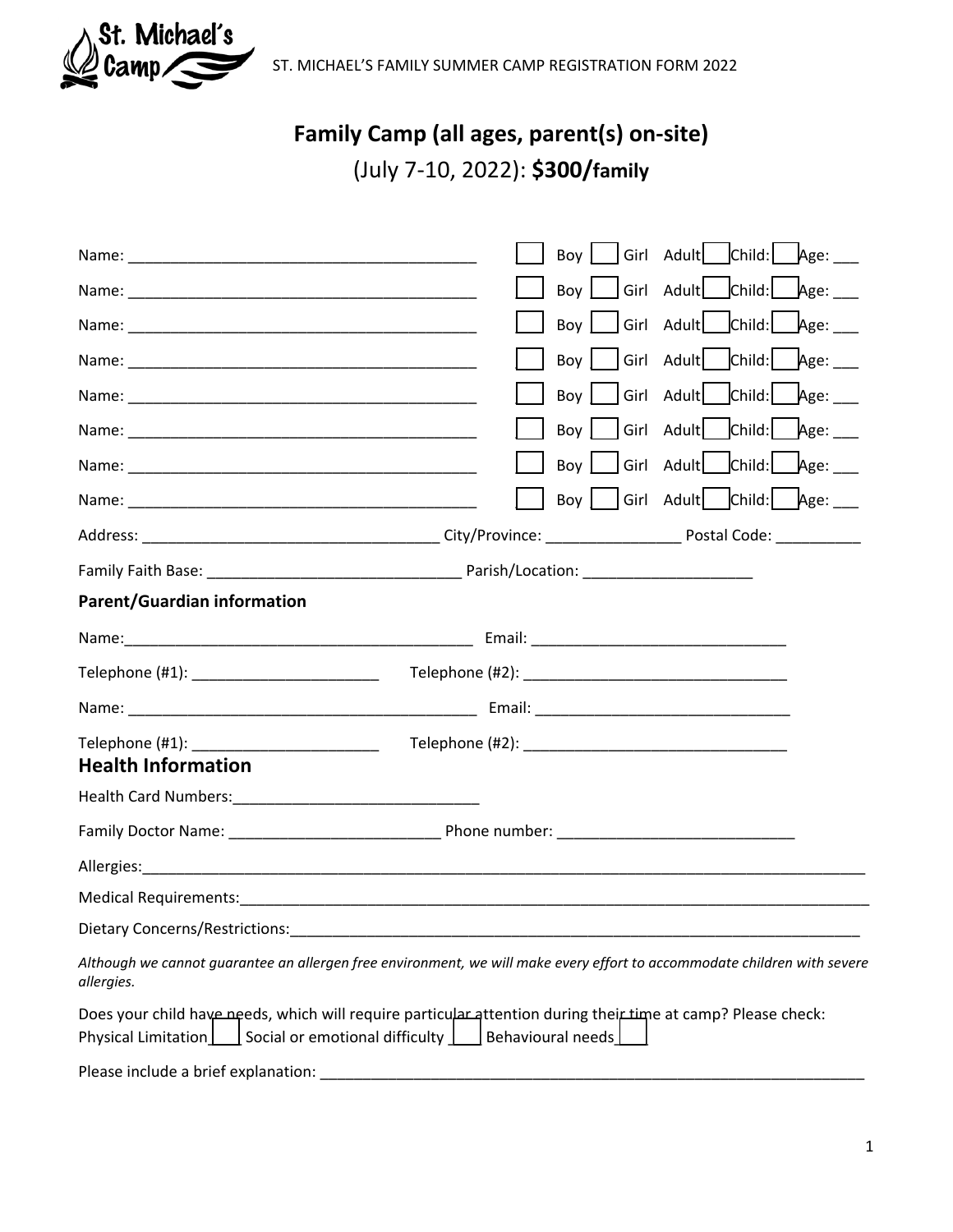ST. MICHAEL'S FAMILY SUMMER CAMP REGISTRATION FORM 2022

# Family Camp (all ages, parent(s) on-site)

(July 7-10, 2022): **$300/family**

Name: ___________________________________________ ☐ Boy ☐ Girl Adult☐ Child:☐ Age: ___

Name: ___________________________________________ ☐ Boy ☐ Girl Adult☐ Child:☐ Age: ___

Name: ___________________________________________ ☐ Boy ☐ Girl Adult☐ Child:☐ Age: ___

Name: ___________________________________________ ☐ Boy ☐ Girl Adult☐ Child:☐ Age: ___

Name: ___________________________________________ ☐ Boy ☐ Girl Adult☐ Child:☐ Age: ___

Name: ___________________________________________ ☐ Boy ☐ Girl Adult☐ Child:☐ Age: ___

Name: ___________________________________________ ☐ Boy ☐ Girl Adult☐ Child:☐ Age: ___

Name: ___________________________________________ ☐ Boy ☐ Girl Adult☐ Child:☐ Age: ___

Address: ___________________________________ City/Province: ________________ Postal Code: __________

Family Faith Base: _______________________________ Parish/Location: ____________________

**Parent/Guardian information**

Name:___________________________________________ Email: _______________________________

Telephone (#1): ______________________ Telephone (#2): _______________________________

Name: ___________________________________________ Email: _______________________________

Telephone (#1): ______________________ Telephone (#2): _______________________________

## Health Information

Health Card Numbers:______________________________

Family Doctor Name: _________________________ Phone number: ____________________________

Allergies:___________________________________________________________________________________

Medical Requirements:________________________________________________________________________

Dietary Concerns/Restrictions:_________________________________________________________________

*Although we cannot guarantee an allergen free environment, we will make every effort to accommodate children with severe allergies.*

Does your child have needs, which will require particular attention during their time at camp? Please check:
Physical Limitation ☐ Social or emotional difficulty ☐ Behavioural needs ☐

Please include a brief explanation: ____________________________________________________________________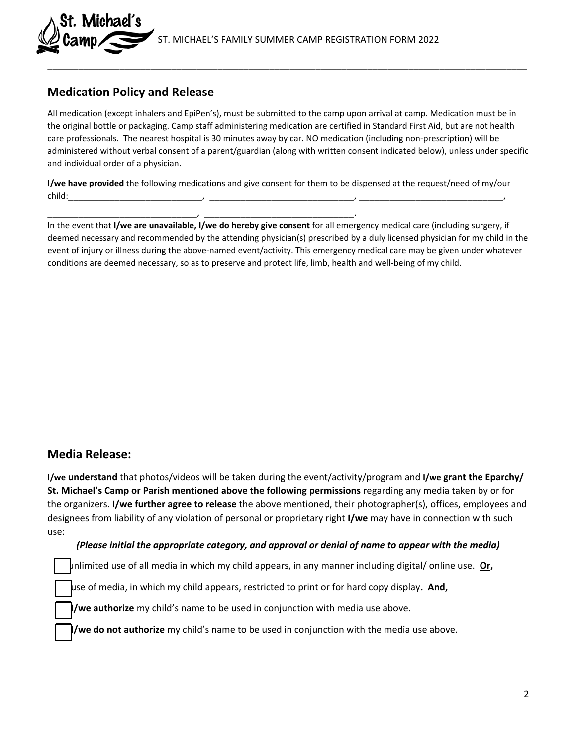## Medication Policy and Release

All medication (except inhalers and EpiPen's), must be submitted to the camp upon arrival at camp. Medication must be in the original bottle or packaging. Camp staff administering medication are certified in Standard First Aid, but are not health care professionals. The nearest hospital is 30 minutes away by car. NO medication (including non-prescription) will be administered without verbal consent of a parent/guardian (along with written consent indicated below), unless under specific and individual order of a physician.

**I/we have provided** the following medications and give consent for them to be dispensed at the request/need of my/our child:_____________________________, _______________________________, _______________________________, _______________________________, _______________________________.

In the event that **I/we are unavailable, I/we do hereby give consent** for all emergency medical care (including surgery, if deemed necessary and recommended by the attending physician(s) prescribed by a duly licensed physician for my child in the event of injury or illness during the above-named event/activity. This emergency medical care may be given under whatever conditions are deemed necessary, so as to preserve and protect life, limb, health and well-being of my child.

## Media Release:

**I/we understand** that photos/videos will be taken during the event/activity/program and **I/we grant the Eparchy/ St. Michael's Camp or Parish mentioned above the following permissions** regarding any media taken by or for the organizers. **I/we further agree to release** the above mentioned, their photographer(s), offices, employees and designees from liability of any violation of personal or proprietary right **I/we** may have in connection with such use:

***(Please initial the appropriate category, and approval or denial of name to appear with the media)***

- [ ] unlimited use of all media in which my child appears, in any manner including digital/ online use. **Or,**
- [ ] use of media, in which my child appears, restricted to print or for hard copy display**. And,**
- [ ] **I/we authorize** my child's name to be used in conjunction with media use above.
- [ ] **I/we do not authorize** my child's name to be used in conjunction with the media use above.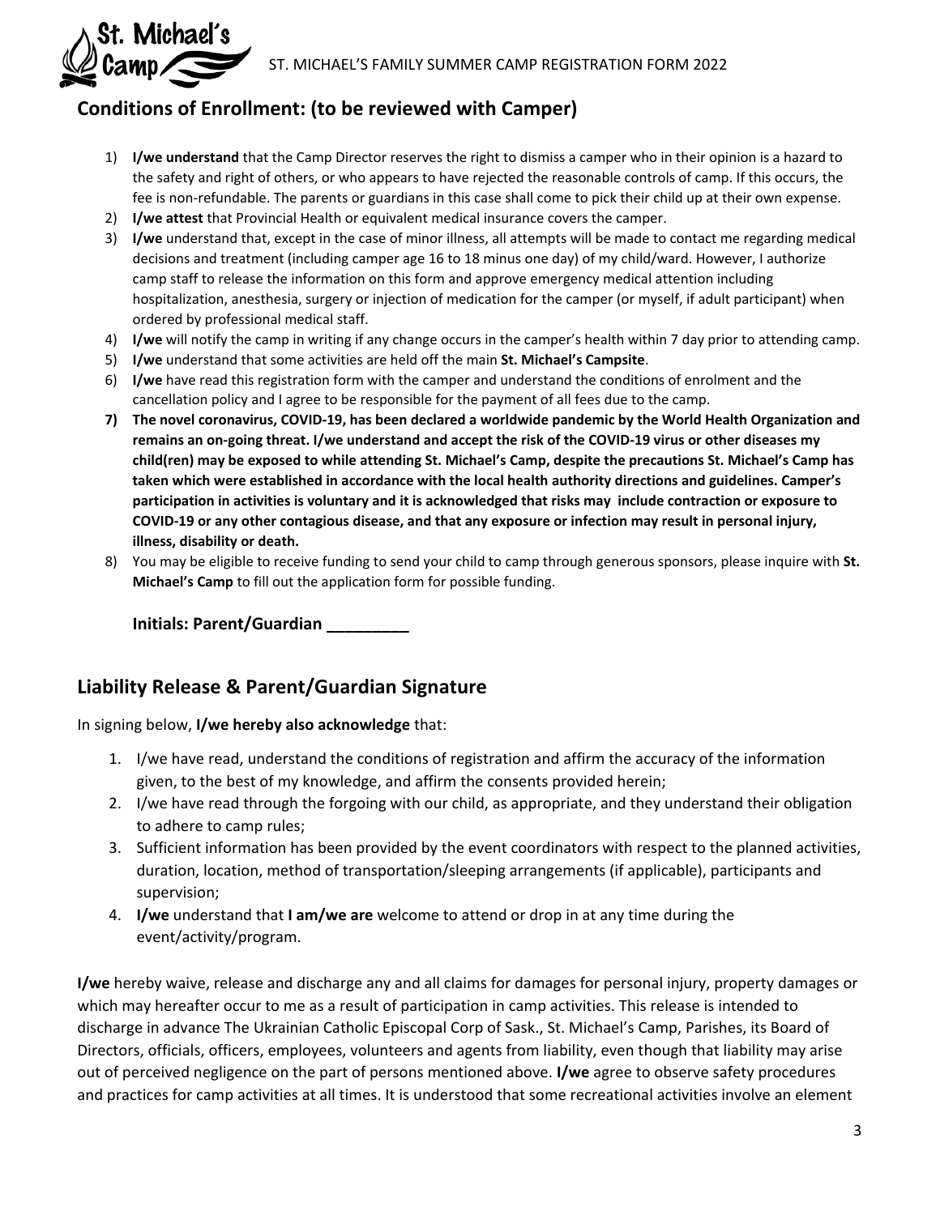## Conditions of Enrollment: (to be reviewed with Camper)

1) **I/we understand** that the Camp Director reserves the right to dismiss a camper who in their opinion is a hazard to the safety and right of others, or who appears to have rejected the reasonable controls of camp. If this occurs, the fee is non-refundable. The parents or guardians in this case shall come to pick their child up at their own expense.
2) **I/we attest** that Provincial Health or equivalent medical insurance covers the camper.
3) **I/we** understand that, except in the case of minor illness, all attempts will be made to contact me regarding medical decisions and treatment (including camper age 16 to 18 minus one day) of my child/ward. However, I authorize camp staff to release the information on this form and approve emergency medical attention including hospitalization, anesthesia, surgery or injection of medication for the camper (or myself, if adult participant) when ordered by professional medical staff.
4) **I/we** will notify the camp in writing if any change occurs in the camper's health within 7 day prior to attending camp.
5) **I/we** understand that some activities are held off the main **St. Michael's Campsite**.
6) **I/we** have read this registration form with the camper and understand the conditions of enrolment and the cancellation policy and I agree to be responsible for the payment of all fees due to the camp.
7) **The novel coronavirus, COVID-19, has been declared a worldwide pandemic by the World Health Organization and remains an on-going threat. I/we understand and accept the risk of the COVID-19 virus or other diseases my child(ren) may be exposed to while attending St. Michael's Camp, despite the precautions St. Michael's Camp has taken which were established in accordance with the local health authority directions and guidelines. Camper's participation in activities is voluntary and it is acknowledged that risks may include contraction or exposure to COVID-19 or any other contagious disease, and that any exposure or infection may result in personal injury, illness, disability or death.**
8) You may be eligible to receive funding to send your child to camp through generous sponsors, please inquire with **St. Michael's Camp** to fill out the application form for possible funding.

**Initials: Parent/Guardian _________**

## Liability Release & Parent/Guardian Signature

In signing below, **I/we hereby also acknowledge** that:

1. I/we have read, understand the conditions of registration and affirm the accuracy of the information given, to the best of my knowledge, and affirm the consents provided herein;
2. I/we have read through the forgoing with our child, as appropriate, and they understand their obligation to adhere to camp rules;
3. Sufficient information has been provided by the event coordinators with respect to the planned activities, duration, location, method of transportation/sleeping arrangements (if applicable), participants and supervision;
4. **I/we** understand that **I am/we are** welcome to attend or drop in at any time during the event/activity/program.

**I/we** hereby waive, release and discharge any and all claims for damages for personal injury, property damages or which may hereafter occur to me as a result of participation in camp activities. This release is intended to discharge in advance The Ukrainian Catholic Episcopal Corp of Sask., St. Michael's Camp, Parishes, its Board of Directors, officials, officers, employees, volunteers and agents from liability, even though that liability may arise out of perceived negligence on the part of persons mentioned above. **I/we** agree to observe safety procedures and practices for camp activities at all times. It is understood that some recreational activities involve an element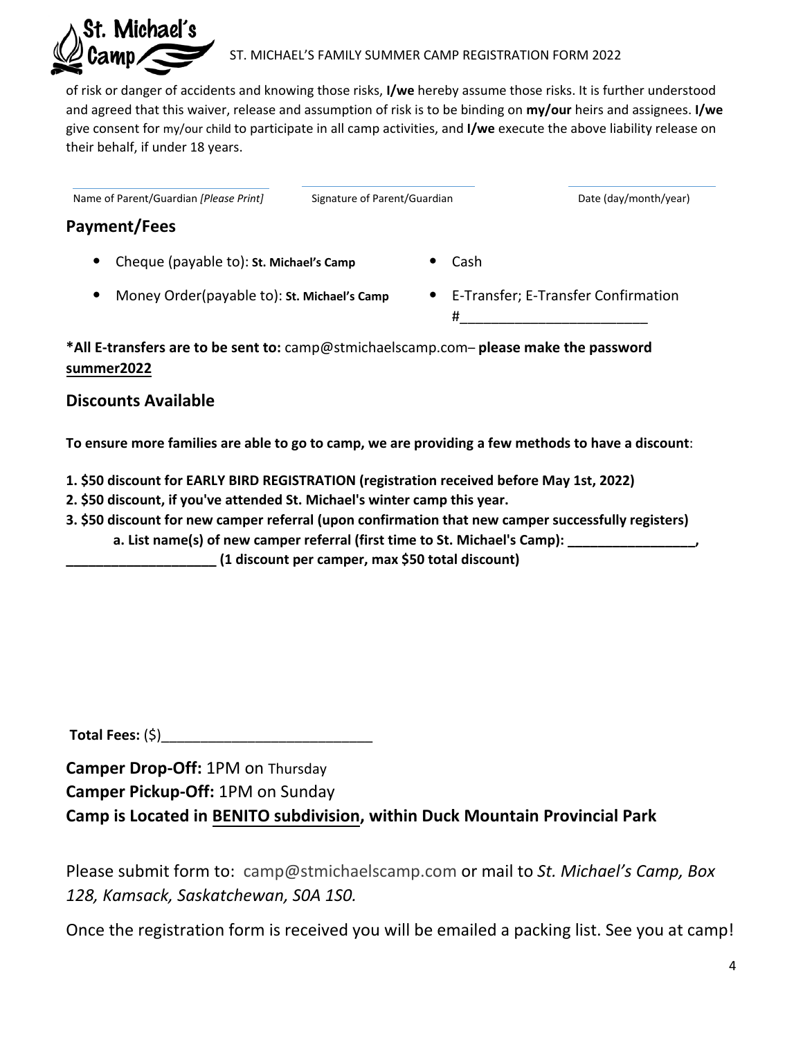of risk or danger of accidents and knowing those risks, **I/we** hereby assume those risks. It is further understood and agreed that this waiver, release and assumption of risk is to be binding on **my/our** heirs and assignees. **I/we** give consent for my/our child to participate in all camp activities, and **I/we** execute the above liability release on their behalf, if under 18 years.

| Name of Parent/Guardian *[Please Print]* | Signature of Parent/Guardian | Date (day/month/year) |
| --- | --- | --- |

## Payment/Fees

- Cheque (payable to): **St. Michael's Camp**
- Cash
- Money Order(payable to): **St. Michael's Camp**
- E-Transfer; E-Transfer Confirmation #________________________

**\*All E-transfers are to be sent to:** camp@stmichaelscamp.com– **please make the password summer2022**

## Discounts Available

**To ensure more families are able to go to camp, we are providing a few methods to have a discount**:

**1. $50 discount for EARLY BIRD REGISTRATION (registration received before May 1st, 2022)**
**2. $50 discount, if you've attended St. Michael's winter camp this year.**
**3. $50 discount for new camper referral (upon confirmation that new camper successfully registers)**
**a. List name(s) of new camper referral (first time to St. Michael's Camp): _________________, ____________________ (1 discount per camper, max $50 total discount)**

**Total Fees:** ($)___________________________

**Camper Drop-Off:** 1PM on Thursday
**Camper Pickup-Off:** 1PM on Sunday
**Camp is Located in BENITO subdivision, within Duck Mountain Provincial Park**

Please submit form to: camp@stmichaelscamp.com or mail to *St. Michael's Camp, Box 128, Kamsack, Saskatchewan, S0A 1S0.*

Once the registration form is received you will be emailed a packing list. See you at camp!